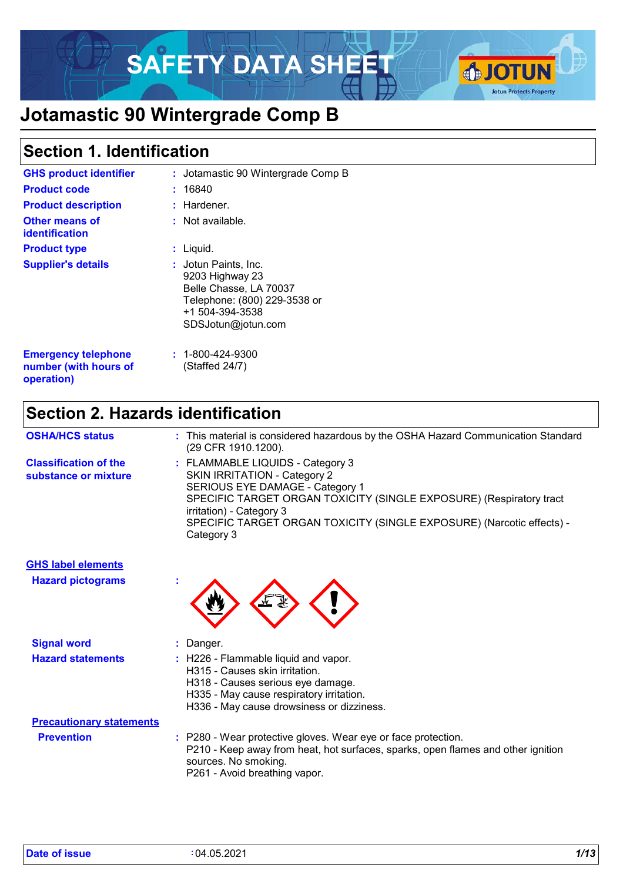# SAFETY DATA SHEET

# Jotamastic 90 Wintergrade Comp B

## Section 1. Identification

| | |
|---|---|
| **GHS product identifier** | : Jotamastic 90 Wintergrade Comp B |
| **Product code** | : 16840 |
| **Product description** | : Hardener. |
| **Other means of identification** | : Not available. |
| **Product type** | : Liquid. |
| **Supplier's details** | : Jotun Paints, Inc.<br>9203 Highway 23<br>Belle Chasse, LA 70037<br>Telephone: (800) 229-3538 or<br>+1 504-394-3538<br>SDSJotun@jotun.com |
| **Emergency telephone number (with hours of operation)** | : 1-800-424-9300<br>(Staffed 24/7) |

## Section 2. Hazards identification

| | |
|---|---|
| **OSHA/HCS status** | : This material is considered hazardous by the OSHA Hazard Communication Standard (29 CFR 1910.1200). |
| **Classification of the substance or mixture** | : FLAMMABLE LIQUIDS - Category 3<br>SKIN IRRITATION - Category 2<br>SERIOUS EYE DAMAGE - Category 1<br>SPECIFIC TARGET ORGAN TOXICITY (SINGLE EXPOSURE) (Respiratory tract irritation) - Category 3<br>SPECIFIC TARGET ORGAN TOXICITY (SINGLE EXPOSURE) (Narcotic effects) - Category 3 |

### GHS label elements

| | |
|---|---|
| **Hazard pictograms** | : |
| **Signal word** | : Danger. |
| **Hazard statements** | : H226 - Flammable liquid and vapor.<br>H315 - Causes skin irritation.<br>H318 - Causes serious eye damage.<br>H335 - May cause respiratory irritation.<br>H336 - May cause drowsiness or dizziness. |

### Precautionary statements

| | |
|---|---|
| **Prevention** | : P280 - Wear protective gloves. Wear eye or face protection.<br>P210 - Keep away from heat, hot surfaces, sparks, open flames and other ignition sources. No smoking.<br>P261 - Avoid breathing vapor. |

**Date of issue** : 04.05.2021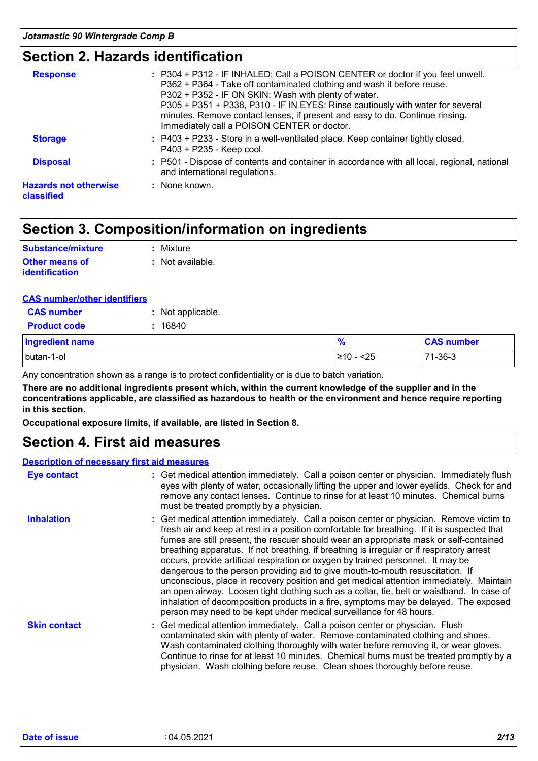## Section 2. Hazards identification

**Response** : P304 + P312 - IF INHALED: Call a POISON CENTER or doctor if you feel unwell.
P362 + P364 - Take off contaminated clothing and wash it before reuse.
P302 + P352 - IF ON SKIN: Wash with plenty of water.
P305 + P351 + P338, P310 - IF IN EYES: Rinse cautiously with water for several minutes. Remove contact lenses, if present and easy to do. Continue rinsing. Immediately call a POISON CENTER or doctor.

**Storage** : P403 + P233 - Store in a well-ventilated place. Keep container tightly closed.
P403 + P235 - Keep cool.

**Disposal** : P501 - Dispose of contents and container in accordance with all local, regional, national and international regulations.

**Hazards not otherwise classified** : None known.

## Section 3. Composition/information on ingredients

**Substance/mixture** : Mixture

**Other means of identification** : Not available.

**CAS number/other identifiers**

**CAS number** : Not applicable.

**Product code** : 16840

| Ingredient name | % | CAS number |
|---|---|---|
| butan-1-ol | ≥10 - <25 | 71-36-3 |

Any concentration shown as a range is to protect confidentiality or is due to batch variation.

**There are no additional ingredients present which, within the current knowledge of the supplier and in the concentrations applicable, are classified as hazardous to health or the environment and hence require reporting in this section.**

**Occupational exposure limits, if available, are listed in Section 8.**

## Section 4. First aid measures

**Description of necessary first aid measures**

**Eye contact** : Get medical attention immediately. Call a poison center or physician. Immediately flush eyes with plenty of water, occasionally lifting the upper and lower eyelids. Check for and remove any contact lenses. Continue to rinse for at least 10 minutes. Chemical burns must be treated promptly by a physician.

**Inhalation** : Get medical attention immediately. Call a poison center or physician. Remove victim to fresh air and keep at rest in a position comfortable for breathing. If it is suspected that fumes are still present, the rescuer should wear an appropriate mask or self-contained breathing apparatus. If not breathing, if breathing is irregular or if respiratory arrest occurs, provide artificial respiration or oxygen by trained personnel. It may be dangerous to the person providing aid to give mouth-to-mouth resuscitation. If unconscious, place in recovery position and get medical attention immediately. Maintain an open airway. Loosen tight clothing such as a collar, tie, belt or waistband. In case of inhalation of decomposition products in a fire, symptoms may be delayed. The exposed person may need to be kept under medical surveillance for 48 hours.

**Skin contact** : Get medical attention immediately. Call a poison center or physician. Flush contaminated skin with plenty of water. Remove contaminated clothing and shoes. Wash contaminated clothing thoroughly with water before removing it, or wear gloves. Continue to rinse for at least 10 minutes. Chemical burns must be treated promptly by a physician. Wash clothing before reuse. Clean shoes thoroughly before reuse.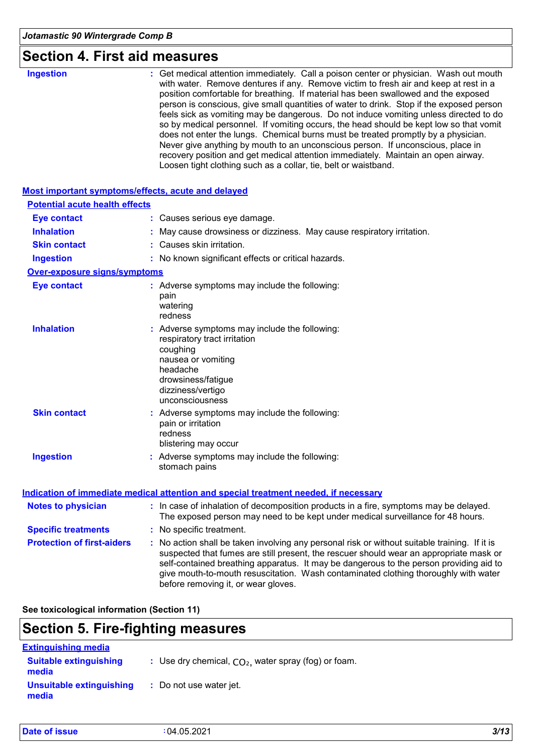## Section 4. First aid measures

**Ingestion** : Get medical attention immediately. Call a poison center or physician. Wash out mouth with water. Remove dentures if any. Remove victim to fresh air and keep at rest in a position comfortable for breathing. If material has been swallowed and the exposed person is conscious, give small quantities of water to drink. Stop if the exposed person feels sick as vomiting may be dangerous. Do not induce vomiting unless directed to do so by medical personnel. If vomiting occurs, the head should be kept low so that vomit does not enter the lungs. Chemical burns must be treated promptly by a physician. Never give anything by mouth to an unconscious person. If unconscious, place in recovery position and get medical attention immediately. Maintain an open airway. Loosen tight clothing such as a collar, tie, belt or waistband.

### Most important symptoms/effects, acute and delayed

#### Potential acute health effects

**Eye contact** : Causes serious eye damage.

**Inhalation** : May cause drowsiness or dizziness. May cause respiratory irritation.

**Skin contact** : Causes skin irritation.

**Ingestion** : No known significant effects or critical hazards.

#### Over-exposure signs/symptoms

**Eye contact** : Adverse symptoms may include the following:
pain
watering
redness

**Inhalation** : Adverse symptoms may include the following:
respiratory tract irritation
coughing
nausea or vomiting
headache
drowsiness/fatigue
dizziness/vertigo
unconsciousness

**Skin contact** : Adverse symptoms may include the following:
pain or irritation
redness
blistering may occur

**Ingestion** : Adverse symptoms may include the following:
stomach pains

### Indication of immediate medical attention and special treatment needed, if necessary

**Notes to physician** : In case of inhalation of decomposition products in a fire, symptoms may be delayed. The exposed person may need to be kept under medical surveillance for 48 hours.

**Specific treatments** : No specific treatment.

**Protection of first-aiders** : No action shall be taken involving any personal risk or without suitable training. If it is suspected that fumes are still present, the rescuer should wear an appropriate mask or self-contained breathing apparatus. It may be dangerous to the person providing aid to give mouth-to-mouth resuscitation. Wash contaminated clothing thoroughly with water before removing it, or wear gloves.

**See toxicological information (Section 11)**

## Section 5. Fire-fighting measures

### Extinguishing media

**Suitable extinguishing media** : Use dry chemical, $CO_2$, water spray (fog) or foam.

**Unsuitable extinguishing media** : Do not use water jet.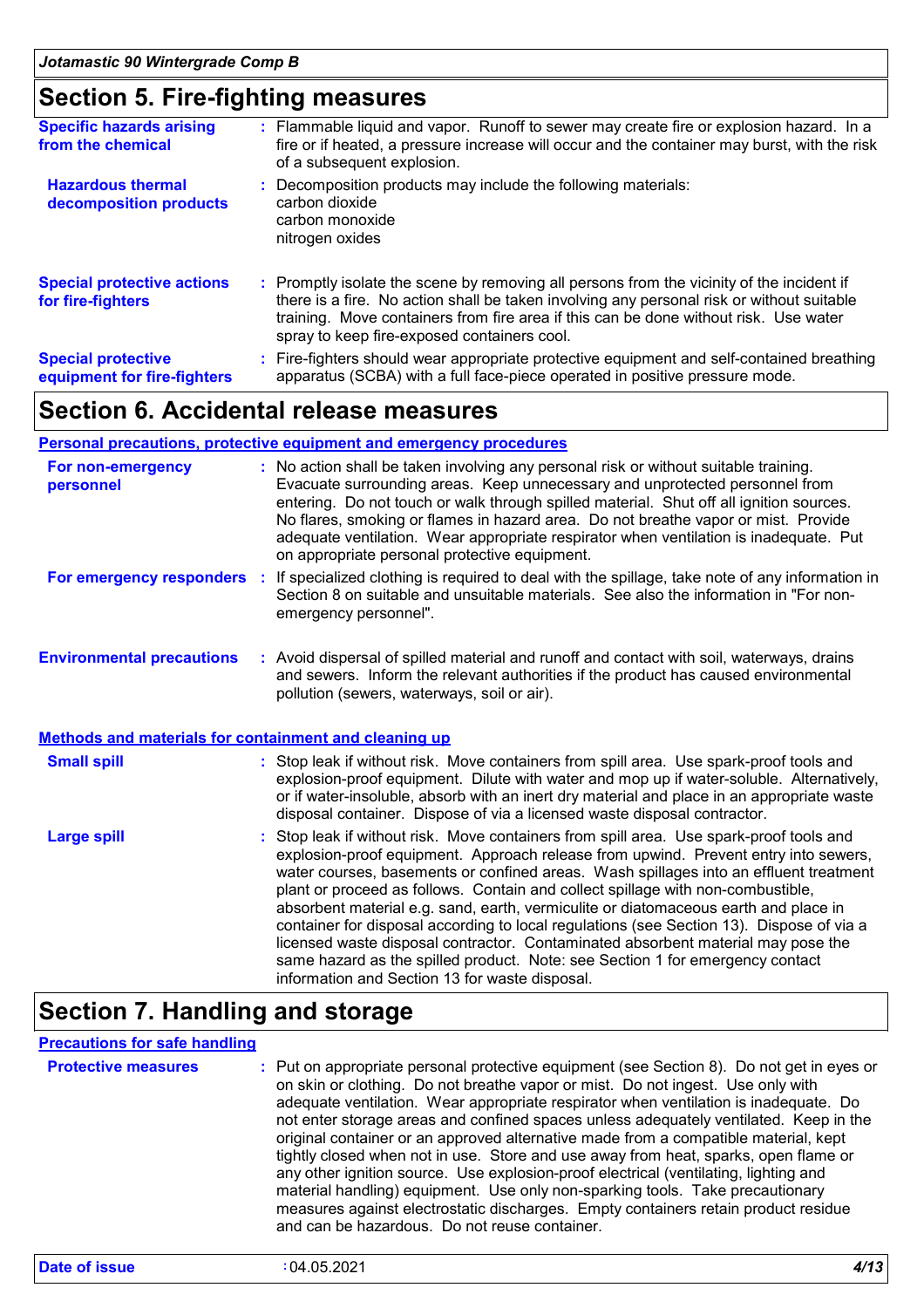## Section 5. Fire-fighting measures

**Specific hazards arising from the chemical** : Flammable liquid and vapor. Runoff to sewer may create fire or explosion hazard. In a fire or if heated, a pressure increase will occur and the container may burst, with the risk of a subsequent explosion.

**Hazardous thermal decomposition products** : Decomposition products may include the following materials:
carbon dioxide
carbon monoxide
nitrogen oxides

**Special protective actions for fire-fighters** : Promptly isolate the scene by removing all persons from the vicinity of the incident if there is a fire. No action shall be taken involving any personal risk or without suitable training. Move containers from fire area if this can be done without risk. Use water spray to keep fire-exposed containers cool.

**Special protective equipment for fire-fighters** : Fire-fighters should wear appropriate protective equipment and self-contained breathing apparatus (SCBA) with a full face-piece operated in positive pressure mode.

## Section 6. Accidental release measures

### Personal precautions, protective equipment and emergency procedures

**For non-emergency personnel** : No action shall be taken involving any personal risk or without suitable training. Evacuate surrounding areas. Keep unnecessary and unprotected personnel from entering. Do not touch or walk through spilled material. Shut off all ignition sources. No flares, smoking or flames in hazard area. Do not breathe vapor or mist. Provide adequate ventilation. Wear appropriate respirator when ventilation is inadequate. Put on appropriate personal protective equipment.

**For emergency responders** : If specialized clothing is required to deal with the spillage, take note of any information in Section 8 on suitable and unsuitable materials. See also the information in "For non-emergency personnel".

**Environmental precautions** : Avoid dispersal of spilled material and runoff and contact with soil, waterways, drains and sewers. Inform the relevant authorities if the product has caused environmental pollution (sewers, waterways, soil or air).

### Methods and materials for containment and cleaning up

**Small spill** : Stop leak if without risk. Move containers from spill area. Use spark-proof tools and explosion-proof equipment. Dilute with water and mop up if water-soluble. Alternatively, or if water-insoluble, absorb with an inert dry material and place in an appropriate waste disposal container. Dispose of via a licensed waste disposal contractor.

**Large spill** : Stop leak if without risk. Move containers from spill area. Use spark-proof tools and explosion-proof equipment. Approach release from upwind. Prevent entry into sewers, water courses, basements or confined areas. Wash spillages into an effluent treatment plant or proceed as follows. Contain and collect spillage with non-combustible, absorbent material e.g. sand, earth, vermiculite or diatomaceous earth and place in container for disposal according to local regulations (see Section 13). Dispose of via a licensed waste disposal contractor. Contaminated absorbent material may pose the same hazard as the spilled product. Note: see Section 1 for emergency contact information and Section 13 for waste disposal.

## Section 7. Handling and storage

### Precautions for safe handling

**Protective measures** : Put on appropriate personal protective equipment (see Section 8). Do not get in eyes or on skin or clothing. Do not breathe vapor or mist. Do not ingest. Use only with adequate ventilation. Wear appropriate respirator when ventilation is inadequate. Do not enter storage areas and confined spaces unless adequately ventilated. Keep in the original container or an approved alternative made from a compatible material, kept tightly closed when not in use. Store and use away from heat, sparks, open flame or any other ignition source. Use explosion-proof electrical (ventilating, lighting and material handling) equipment. Use only non-sparking tools. Take precautionary measures against electrostatic discharges. Empty containers retain product residue and can be hazardous. Do not reuse container.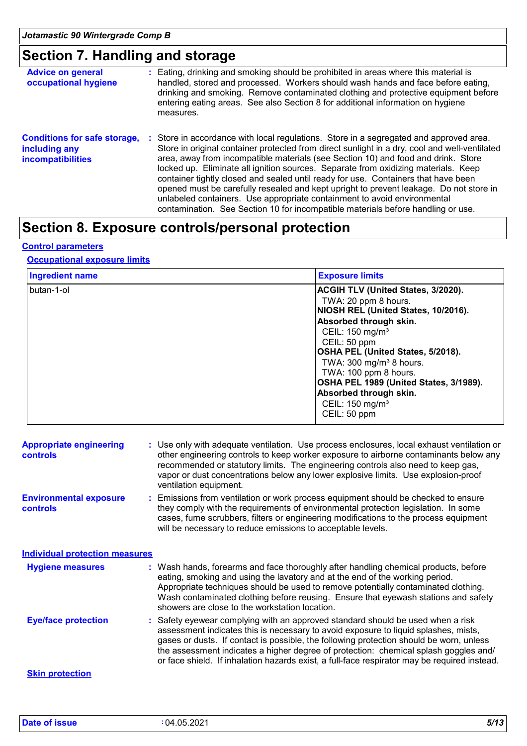## Section 7. Handling and storage

**Advice on general occupational hygiene** : Eating, drinking and smoking should be prohibited in areas where this material is handled, stored and processed. Workers should wash hands and face before eating, drinking and smoking. Remove contaminated clothing and protective equipment before entering eating areas. See also Section 8 for additional information on hygiene measures.

**Conditions for safe storage, including any incompatibilities** : Store in accordance with local regulations. Store in a segregated and approved area. Store in original container protected from direct sunlight in a dry, cool and well-ventilated area, away from incompatible materials (see Section 10) and food and drink. Store locked up. Eliminate all ignition sources. Separate from oxidizing materials. Keep container tightly closed and sealed until ready for use. Containers that have been opened must be carefully resealed and kept upright to prevent leakage. Do not store in unlabeled containers. Use appropriate containment to avoid environmental contamination. See Section 10 for incompatible materials before handling or use.

## Section 8. Exposure controls/personal protection

### Control parameters

#### Occupational exposure limits

| Ingredient name | Exposure limits |
|---|---|
| butan-1-ol | **ACGIH TLV (United States, 3/2020).**<br>TWA: 20 ppm 8 hours.<br>**NIOSH REL (United States, 10/2016).**<br>**Absorbed through skin.**<br>CEIL: 150 mg/m³<br>CEIL: 50 ppm<br>**OSHA PEL (United States, 5/2018).**<br>TWA: 300 mg/m³ 8 hours.<br>TWA: 100 ppm 8 hours.<br>**OSHA PEL 1989 (United States, 3/1989).**<br>**Absorbed through skin.**<br>CEIL: 150 mg/m³<br>CEIL: 50 ppm |

**Appropriate engineering controls** : Use only with adequate ventilation. Use process enclosures, local exhaust ventilation or other engineering controls to keep worker exposure to airborne contaminants below any recommended or statutory limits. The engineering controls also need to keep gas, vapor or dust concentrations below any lower explosive limits. Use explosion-proof ventilation equipment.

**Environmental exposure controls** : Emissions from ventilation or work process equipment should be checked to ensure they comply with the requirements of environmental protection legislation. In some cases, fume scrubbers, filters or engineering modifications to the process equipment will be necessary to reduce emissions to acceptable levels.

### Individual protection measures

**Hygiene measures** : Wash hands, forearms and face thoroughly after handling chemical products, before eating, smoking and using the lavatory and at the end of the working period. Appropriate techniques should be used to remove potentially contaminated clothing. Wash contaminated clothing before reusing. Ensure that eyewash stations and safety showers are close to the workstation location.

**Eye/face protection** : Safety eyewear complying with an approved standard should be used when a risk assessment indicates this is necessary to avoid exposure to liquid splashes, mists, gases or dusts. If contact is possible, the following protection should be worn, unless the assessment indicates a higher degree of protection: chemical splash goggles and/or face shield. If inhalation hazards exist, a full-face respirator may be required instead.

#### Skin protection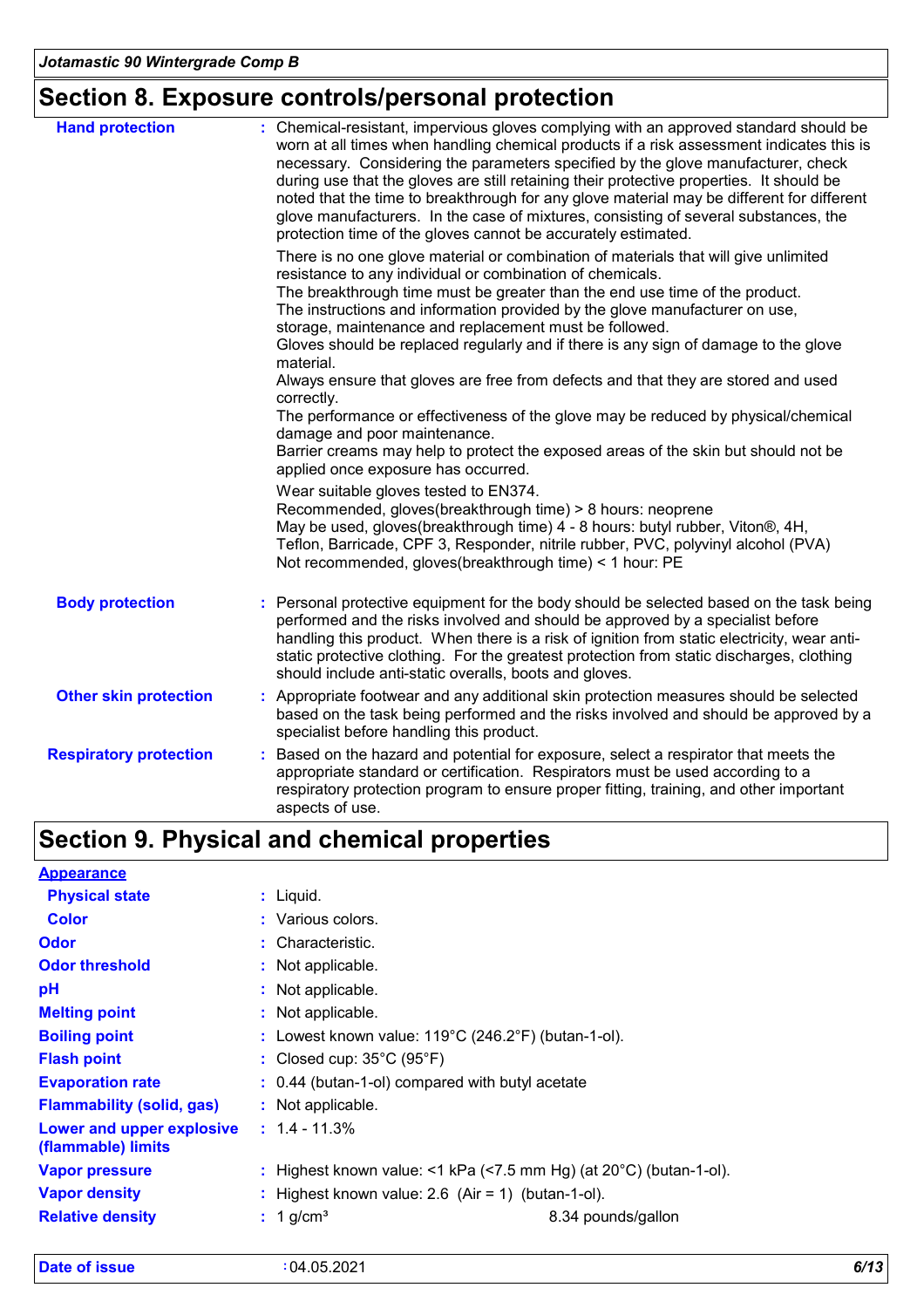## Section 8. Exposure controls/personal protection

**Hand protection** : Chemical-resistant, impervious gloves complying with an approved standard should be worn at all times when handling chemical products if a risk assessment indicates this is necessary. Considering the parameters specified by the glove manufacturer, check during use that the gloves are still retaining their protective properties. It should be noted that the time to breakthrough for any glove material may be different for different glove manufacturers. In the case of mixtures, consisting of several substances, the protection time of the gloves cannot be accurately estimated.

There is no one glove material or combination of materials that will give unlimited resistance to any individual or combination of chemicals.
The breakthrough time must be greater than the end use time of the product.
The instructions and information provided by the glove manufacturer on use, storage, maintenance and replacement must be followed.
Gloves should be replaced regularly and if there is any sign of damage to the glove material.
Always ensure that gloves are free from defects and that they are stored and used correctly.
The performance or effectiveness of the glove may be reduced by physical/chemical damage and poor maintenance.
Barrier creams may help to protect the exposed areas of the skin but should not be applied once exposure has occurred.

Wear suitable gloves tested to EN374.
Recommended, gloves(breakthrough time) > 8 hours: neoprene
May be used, gloves(breakthrough time) 4 - 8 hours: butyl rubber, Viton®, 4H, Teflon, Barricade, CPF 3, Responder, nitrile rubber, PVC, polyvinyl alcohol (PVA)
Not recommended, gloves(breakthrough time) < 1 hour: PE

**Body protection** : Personal protective equipment for the body should be selected based on the task being performed and the risks involved and should be approved by a specialist before handling this product. When there is a risk of ignition from static electricity, wear anti-static protective clothing. For the greatest protection from static discharges, clothing should include anti-static overalls, boots and gloves.

**Other skin protection** : Appropriate footwear and any additional skin protection measures should be selected based on the task being performed and the risks involved and should be approved by a specialist before handling this product.

**Respiratory protection** : Based on the hazard and potential for exposure, select a respirator that meets the appropriate standard or certification. Respirators must be used according to a respiratory protection program to ensure proper fitting, training, and other important aspects of use.

## Section 9. Physical and chemical properties

**Appearance**

| Property | Value |
|---|---|
| Physical state | Liquid. |
| Color | Various colors. |
| Odor | Characteristic. |
| Odor threshold | Not applicable. |
| pH | Not applicable. |
| Melting point | Not applicable. |
| Boiling point | Lowest known value: 119°C (246.2°F) (butan-1-ol). |
| Flash point | Closed cup: 35°C (95°F) |
| Evaporation rate | 0.44 (butan-1-ol) compared with butyl acetate |
| Flammability (solid, gas) | Not applicable. |
| Lower and upper explosive (flammable) limits | 1.4 - 11.3% |
| Vapor pressure | Highest known value: <1 kPa (<7.5 mm Hg) (at 20°C) (butan-1-ol). |
| Vapor density | Highest known value: 2.6 (Air = 1) (butan-1-ol). |
| Relative density | 1 g/cm³ 8.34 pounds/gallon |

**Date of issue** : 04.05.2021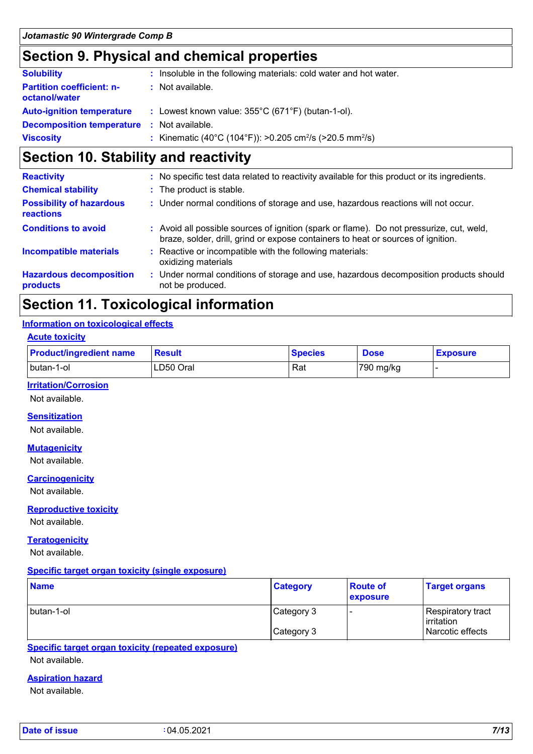## Section 9. Physical and chemical properties

| | |
|---|---|
| **Solubility** | : Insoluble in the following materials: cold water and hot water. |
| **Partition coefficient: n-octanol/water** | : Not available. |
| **Auto-ignition temperature** | : Lowest known value: 355°C (671°F) (butan-1-ol). |
| **Decomposition temperature** | : Not available. |
| **Viscosity** | : Kinematic (40°C (104°F)): >0.205 $cm^2/s$ (>20.5 $mm^2/s$) |

## Section 10. Stability and reactivity

| | |
|---|---|
| **Reactivity** | : No specific test data related to reactivity available for this product or its ingredients. |
| **Chemical stability** | : The product is stable. |
| **Possibility of hazardous reactions** | : Under normal conditions of storage and use, hazardous reactions will not occur. |
| **Conditions to avoid** | : Avoid all possible sources of ignition (spark or flame). Do not pressurize, cut, weld, braze, solder, drill, grind or expose containers to heat or sources of ignition. |
| **Incompatible materials** | : Reactive or incompatible with the following materials: oxidizing materials |
| **Hazardous decomposition products** | : Under normal conditions of storage and use, hazardous decomposition products should not be produced. |

## Section 11. Toxicological information

### Information on toxicological effects

#### Acute toxicity

| Product/ingredient name | Result | Species | Dose | Exposure |
|---|---|---|---|---|
| butan-1-ol | LD50 Oral | Rat | 790 mg/kg | - |

#### Irritation/Corrosion

Not available.

#### Sensitization

Not available.

#### Mutagenicity

Not available.

#### Carcinogenicity

Not available.

#### Reproductive toxicity

Not available.

#### Teratogenicity

Not available.

#### Specific target organ toxicity (single exposure)

| Name | Category | Route of exposure | Target organs |
|---|---|---|---|
| butan-1-ol | Category 3 | - | Respiratory tract irritation |
| | Category 3 | | Narcotic effects |

#### Specific target organ toxicity (repeated exposure)

Not available.

#### Aspiration hazard

Not available.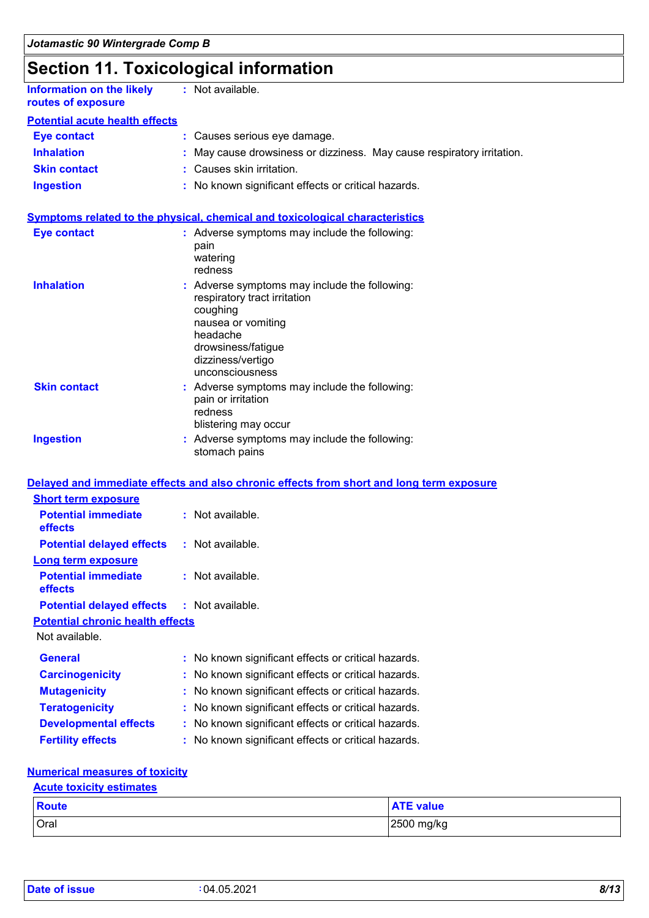# Section 11. Toxicological information

**Information on the likely routes of exposure** : Not available.

**Potential acute health effects**

**Eye contact** : Causes serious eye damage.

**Inhalation** : May cause drowsiness or dizziness. May cause respiratory irritation.

**Skin contact** : Causes skin irritation.

**Ingestion** : No known significant effects or critical hazards.

**Symptoms related to the physical, chemical and toxicological characteristics**

**Eye contact** : Adverse symptoms may include the following:
pain
watering
redness

**Inhalation** : Adverse symptoms may include the following:
respiratory tract irritation
coughing
nausea or vomiting
headache
drowsiness/fatigue
dizziness/vertigo
unconsciousness

**Skin contact** : Adverse symptoms may include the following:
pain or irritation
redness
blistering may occur

**Ingestion** : Adverse symptoms may include the following:
stomach pains

**Delayed and immediate effects and also chronic effects from short and long term exposure**

**Short term exposure**

**Potential immediate effects** : Not available.

**Potential delayed effects** : Not available.

**Long term exposure**

**Potential immediate effects** : Not available.

**Potential delayed effects** : Not available.

**Potential chronic health effects**

Not available.

**General** : No known significant effects or critical hazards.

**Carcinogenicity** : No known significant effects or critical hazards.

**Mutagenicity** : No known significant effects or critical hazards.

**Teratogenicity** : No known significant effects or critical hazards.

**Developmental effects** : No known significant effects or critical hazards.

**Fertility effects** : No known significant effects or critical hazards.

**Numerical measures of toxicity**

**Acute toxicity estimates**

| Route | ATE value |
|---|---|
| Oral | 2500 mg/kg |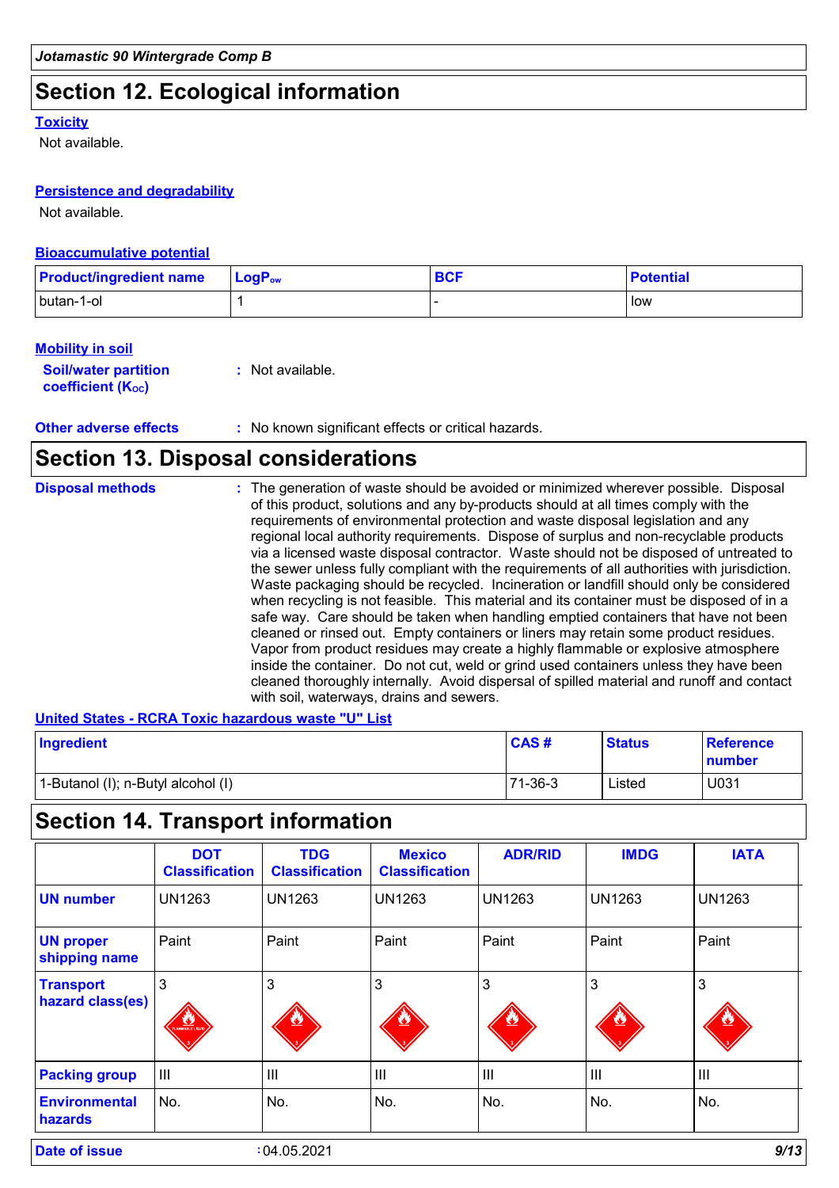## Section 12. Ecological information

### Toxicity

Not available.

### Persistence and degradability

Not available.

### Bioaccumulative potential

| Product/ingredient name | $LogP_{ow}$ | BCF | Potential |
|---|---|---|---|
| butan-1-ol | 1 | - | low |

### Mobility in soil

**Soil/water partition coefficient ($K_{OC}$)** : Not available.

**Other adverse effects** : No known significant effects or critical hazards.

## Section 13. Disposal considerations

**Disposal methods** : The generation of waste should be avoided or minimized wherever possible. Disposal of this product, solutions and any by-products should at all times comply with the requirements of environmental protection and waste disposal legislation and any regional local authority requirements. Dispose of surplus and non-recyclable products via a licensed waste disposal contractor. Waste should not be disposed of untreated to the sewer unless fully compliant with the requirements of all authorities with jurisdiction. Waste packaging should be recycled. Incineration or landfill should only be considered when recycling is not feasible. This material and its container must be disposed of in a safe way. Care should be taken when handling emptied containers that have not been cleaned or rinsed out. Empty containers or liners may retain some product residues. Vapor from product residues may create a highly flammable or explosive atmosphere inside the container. Do not cut, weld or grind used containers unless they have been cleaned thoroughly internally. Avoid dispersal of spilled material and runoff and contact with soil, waterways, drains and sewers.

### United States - RCRA Toxic hazardous waste "U" List

| Ingredient | CAS # | Status | Reference number |
|---|---|---|---|
| 1-Butanol (I); n-Butyl alcohol (I) | 71-36-3 | Listed | U031 |

## Section 14. Transport information

| | DOT Classification | TDG Classification | Mexico Classification | ADR/RID | IMDG | IATA |
|---|---|---|---|---|---|---|
| **UN number** | UN1263 | UN1263 | UN1263 | UN1263 | UN1263 | UN1263 |
| **UN proper shipping name** | Paint | Paint | Paint | Paint | Paint | Paint |
| **Transport hazard class(es)** | 3 | 3 | 3 | 3 | 3 | 3 |
| **Packing group** | III | III | III | III | III | III |
| **Environmental hazards** | No. | No. | No. | No. | No. | No. |

**Date of issue** : 04.05.2021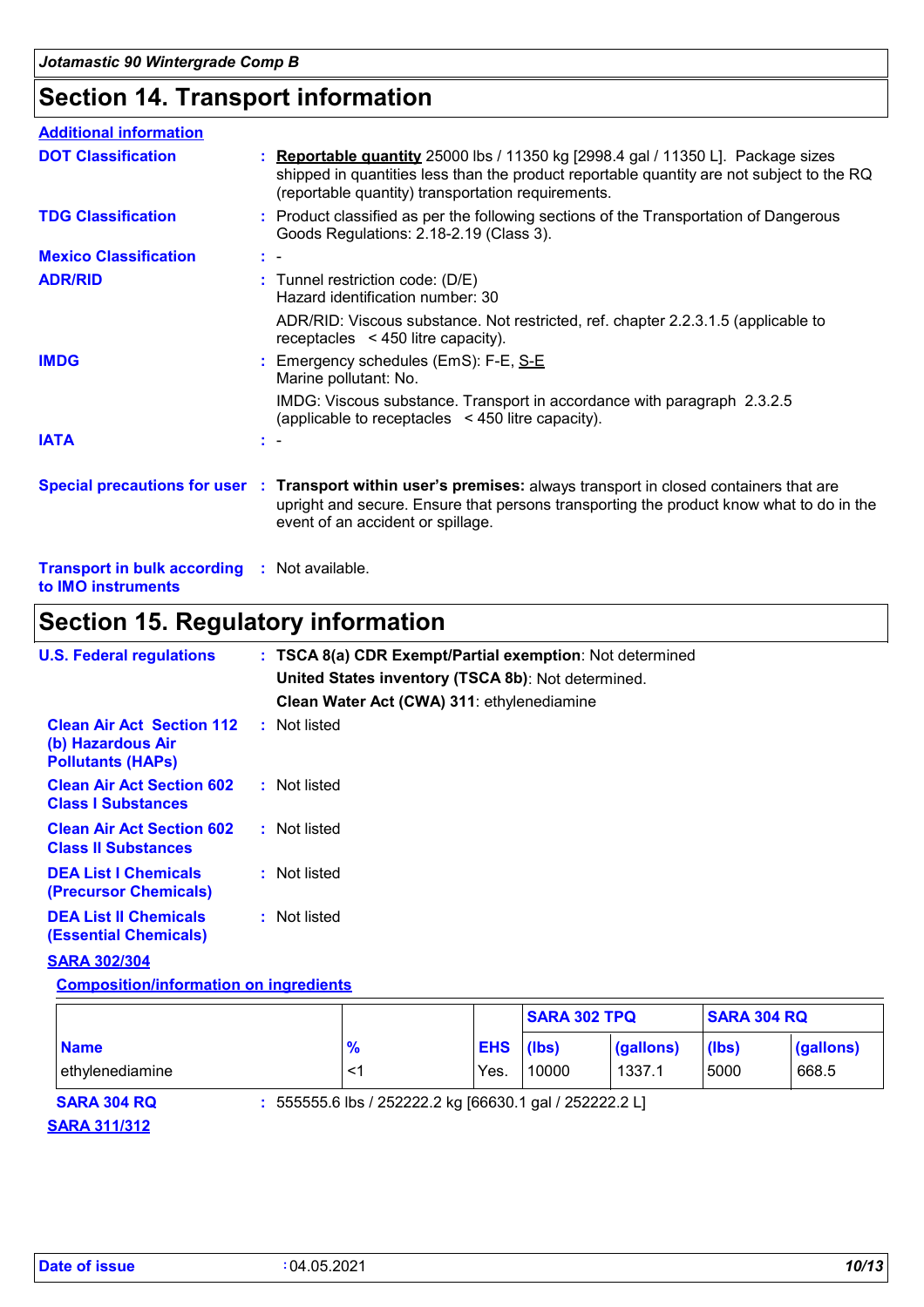## Section 14. Transport information

**Additional information**

**DOT Classification** : **Reportable quantity** 25000 lbs / 11350 kg [2998.4 gal / 11350 L]. Package sizes shipped in quantities less than the product reportable quantity are not subject to the RQ (reportable quantity) transportation requirements.

**TDG Classification** : Product classified as per the following sections of the Transportation of Dangerous Goods Regulations: 2.18-2.19 (Class 3).

**Mexico Classification** : -

**ADR/RID** : Tunnel restriction code: (D/E)
Hazard identification number: 30

ADR/RID: Viscous substance. Not restricted, ref. chapter 2.2.3.1.5 (applicable to receptacles < 450 litre capacity).

**IMDG** : Emergency schedules (EmS): F-E, S-E
Marine pollutant: No.

IMDG: Viscous substance. Transport in accordance with paragraph 2.3.2.5 (applicable to receptacles < 450 litre capacity).

**IATA** : -

**Special precautions for user** : **Transport within user's premises:** always transport in closed containers that are upright and secure. Ensure that persons transporting the product know what to do in the event of an accident or spillage.

**Transport in bulk according to IMO instruments** : Not available.

## Section 15. Regulatory information

**U.S. Federal regulations** : **TSCA 8(a) CDR Exempt/Partial exemption**: Not determined
**United States inventory (TSCA 8b)**: Not determined.
**Clean Water Act (CWA) 311**: ethylenediamine

**Clean Air Act Section 112 (b) Hazardous Air Pollutants (HAPs)** : Not listed

**Clean Air Act Section 602 Class I Substances** : Not listed

**Clean Air Act Section 602 Class II Substances** : Not listed

**DEA List I Chemicals (Precursor Chemicals)** : Not listed

**DEA List II Chemicals (Essential Chemicals)** : Not listed

**SARA 302/304**

**Composition/information on ingredients**

| | | | SARA 302 TPQ | | SARA 304 RQ | |
|---|---|---|---|---|---|---|
| **Name** | **%** | **EHS** | **(lbs)** | **(gallons)** | **(lbs)** | **(gallons)** |
| ethylenediamine | <1 | Yes. | 10000 | 1337.1 | 5000 | 668.5 |

**SARA 304 RQ** : 555555.6 lbs / 252222.2 kg [66630.1 gal / 252222.2 L]

**SARA 311/312**

**Date of issue** : 04.05.2021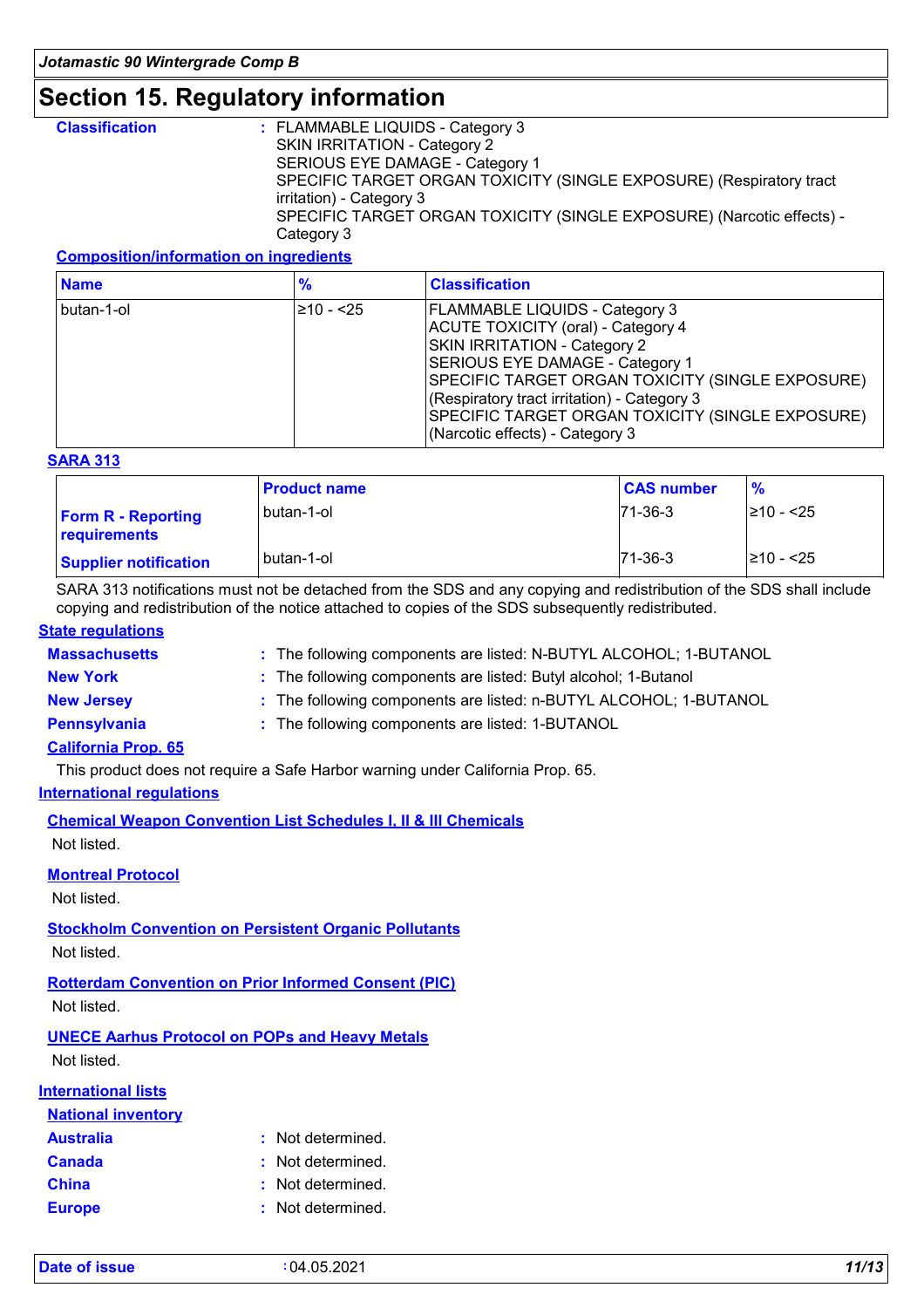# Section 15. Regulatory information

**Classification** : FLAMMABLE LIQUIDS - Category 3
SKIN IRRITATION - Category 2
SERIOUS EYE DAMAGE - Category 1
SPECIFIC TARGET ORGAN TOXICITY (SINGLE EXPOSURE) (Respiratory tract irritation) - Category 3
SPECIFIC TARGET ORGAN TOXICITY (SINGLE EXPOSURE) (Narcotic effects) - Category 3

**Composition/information on ingredients**

| Name | % | Classification |
|---|---|---|
| butan-1-ol | ≥10 - <25 | FLAMMABLE LIQUIDS - Category 3<br>ACUTE TOXICITY (oral) - Category 4<br>SKIN IRRITATION - Category 2<br>SERIOUS EYE DAMAGE - Category 1<br>SPECIFIC TARGET ORGAN TOXICITY (SINGLE EXPOSURE) (Respiratory tract irritation) - Category 3<br>SPECIFIC TARGET ORGAN TOXICITY (SINGLE EXPOSURE) (Narcotic effects) - Category 3 |

**SARA 313**

| | Product name | CAS number | % |
|---|---|---|---|
| **Form R - Reporting requirements** | butan-1-ol | 71-36-3 | ≥10 - <25 |
| **Supplier notification** | butan-1-ol | 71-36-3 | ≥10 - <25 |

SARA 313 notifications must not be detached from the SDS and any copying and redistribution of the SDS shall include copying and redistribution of the notice attached to copies of the SDS subsequently redistributed.

**State regulations**

**Massachusetts** : The following components are listed: N-BUTYL ALCOHOL; 1-BUTANOL

**New York** : The following components are listed: Butyl alcohol; 1-Butanol

**New Jersey** : The following components are listed: n-BUTYL ALCOHOL; 1-BUTANOL

**Pennsylvania** : The following components are listed: 1-BUTANOL

**California Prop. 65**

This product does not require a Safe Harbor warning under California Prop. 65.

**International regulations**

**Chemical Weapon Convention List Schedules I, II & III Chemicals**

Not listed.

**Montreal Protocol**

Not listed.

**Stockholm Convention on Persistent Organic Pollutants**

Not listed.

**Rotterdam Convention on Prior Informed Consent (PIC)**

Not listed.

**UNECE Aarhus Protocol on POPs and Heavy Metals**

Not listed.

**International lists**

**National inventory**

**Australia** : Not determined.

**Canada** : Not determined.

**China** : Not determined.

**Europe** : Not determined.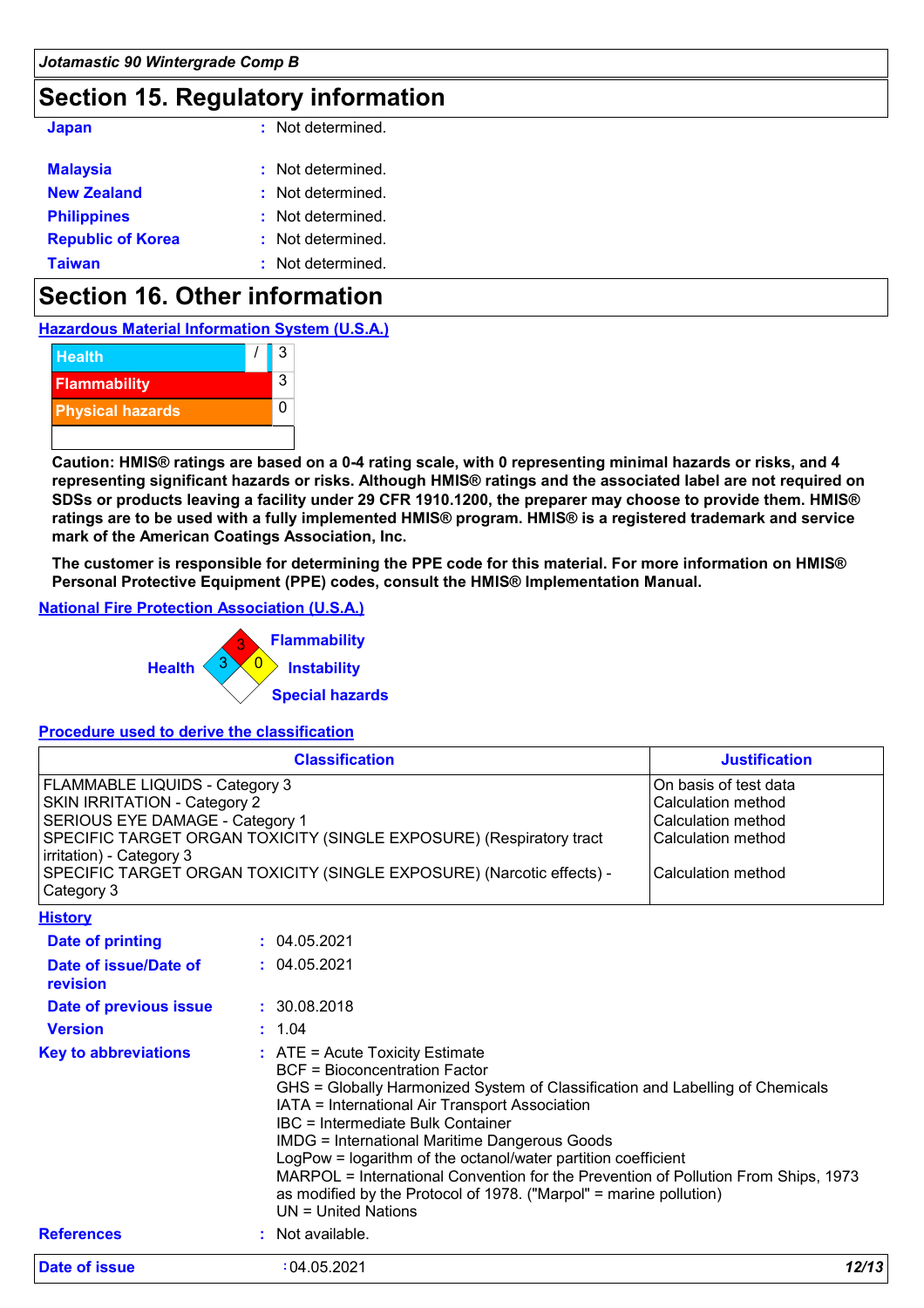## Section 15. Regulatory information

**Japan** : Not determined.

**Malaysia** : Not determined.

**New Zealand** : Not determined.

**Philippines** : Not determined.

**Republic of Korea** : Not determined.

**Taiwan** : Not determined.

## Section 16. Other information

**Hazardous Material Information System (U.S.A.)**

| | | |
|---|---|---|
| Health | / | 3 |
| Flammability | | 3 |
| Physical hazards | | 0 |

**Caution: HMIS® ratings are based on a 0-4 rating scale, with 0 representing minimal hazards or risks, and 4 representing significant hazards or risks. Although HMIS® ratings and the associated label are not required on SDSs or products leaving a facility under 29 CFR 1910.1200, the preparer may choose to provide them. HMIS® ratings are to be used with a fully implemented HMIS® program. HMIS® is a registered trademark and service mark of the American Coatings Association, Inc.**

**The customer is responsible for determining the PPE code for this material. For more information on HMIS® Personal Protective Equipment (PPE) codes, consult the HMIS® Implementation Manual.**

**National Fire Protection Association (U.S.A.)**

Health: 3
Flammability: 3
Instability: 0
Special hazards:

**Procedure used to derive the classification**

| Classification | Justification |
|---|---|
| FLAMMABLE LIQUIDS - Category 3 | On basis of test data |
| SKIN IRRITATION - Category 2 | Calculation method |
| SERIOUS EYE DAMAGE - Category 1 | Calculation method |
| SPECIFIC TARGET ORGAN TOXICITY (SINGLE EXPOSURE) (Respiratory tract irritation) - Category 3 | Calculation method |
| SPECIFIC TARGET ORGAN TOXICITY (SINGLE EXPOSURE) (Narcotic effects) - Category 3 | Calculation method |

**History**

**Date of printing** : 04.05.2021

**Date of issue/Date of revision** : 04.05.2021

**Date of previous issue** : 30.08.2018

**Version** : 1.04

**Key to abbreviations** :
ATE = Acute Toxicity Estimate
BCF = Bioconcentration Factor
GHS = Globally Harmonized System of Classification and Labelling of Chemicals
IATA = International Air Transport Association
IBC = Intermediate Bulk Container
IMDG = International Maritime Dangerous Goods
LogPow = logarithm of the octanol/water partition coefficient
MARPOL = International Convention for the Prevention of Pollution From Ships, 1973 as modified by the Protocol of 1978. ("Marpol" = marine pollution)
UN = United Nations

**References** : Not available.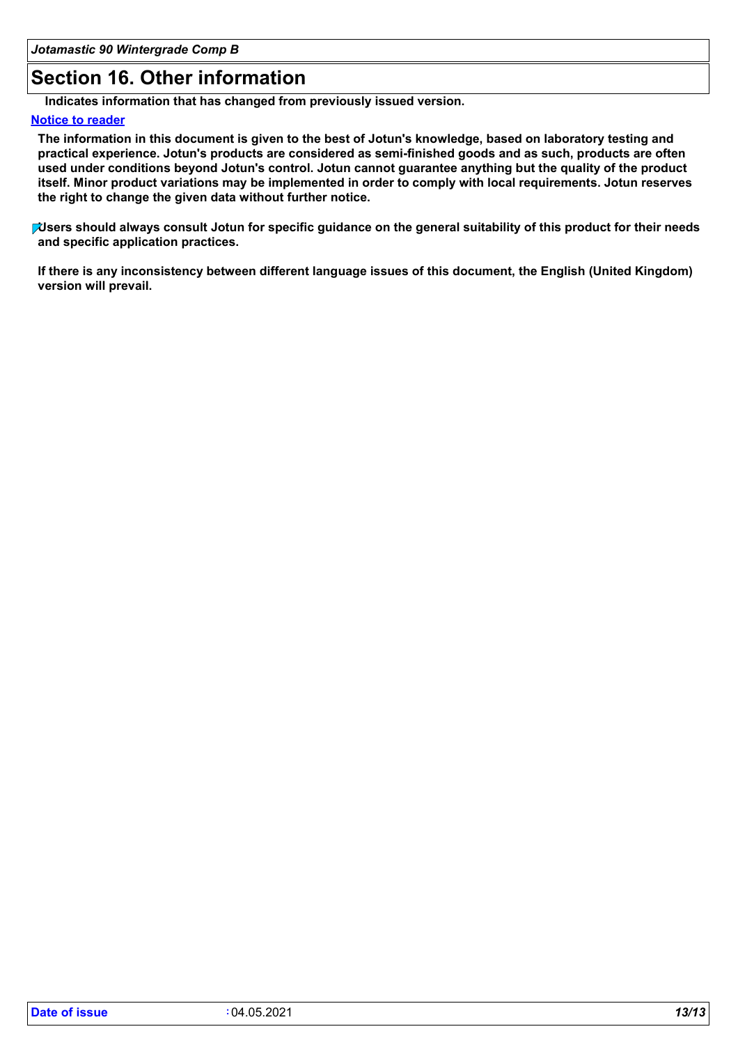# Section 16. Other information

Indicates information that has changed from previously issued version.

**Notice to reader**

**The information in this document is given to the best of Jotun's knowledge, based on laboratory testing and practical experience. Jotun's products are considered as semi-finished goods and as such, products are often used under conditions beyond Jotun's control. Jotun cannot guarantee anything but the quality of the product itself. Minor product variations may be implemented in order to comply with local requirements. Jotun reserves the right to change the given data without further notice.**

**Users should always consult Jotun for specific guidance on the general suitability of this product for their needs and specific application practices.**

**If there is any inconsistency between different language issues of this document, the English (United Kingdom) version will prevail.**

**Date of issue** : 04.05.2021